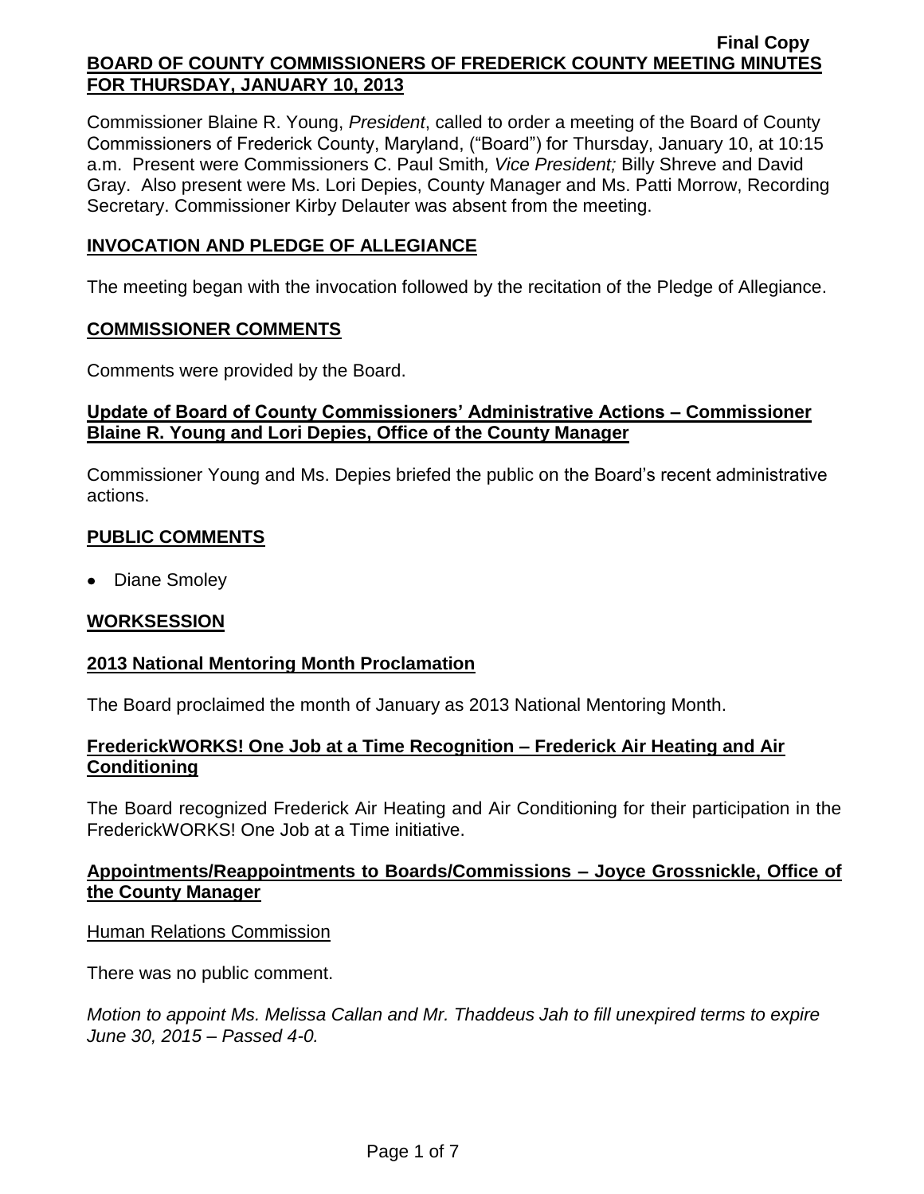Final Copy

# BOARD OF COUNTY COMMISSIONERS OF FREDERICK COUNTY MEETING MINUTES FOR THURSDAY, JANUARY 10, 2013

Commissioner Blaine R. Young, *President*, called to order a meeting of the Board of County Commissioners of Frederick County, Maryland, ("Board") for Thursday, January 10, at 10:15 a.m. Present were Commissioners C. Paul Smith*, Vice President;* Billy Shreve and David Gray. Also present were Ms. Lori Depies, County Manager and Ms. Patti Morrow, Recording Secretary. Commissioner Kirby Delauter was absent from the meeting.

## INVOCATION AND PLEDGE OF ALLEGIANCE

The meeting began with the invocation followed by the recitation of the Pledge of Allegiance.

## COMMISSIONER COMMENTS

Comments were provided by the Board.

## Update of Board of County Commissioners' Administrative Actions – Commissioner Blaine R. Young and Lori Depies, Office of the County Manager

Commissioner Young and Ms. Depies briefed the public on the Board's recent administrative actions.

## PUBLIC COMMENTS

- Diane Smoley

## WORKSESSION

## 2013 National Mentoring Month Proclamation

The Board proclaimed the month of January as 2013 National Mentoring Month.

## FrederickWORKS! One Job at a Time Recognition – Frederick Air Heating and Air Conditioning

The Board recognized Frederick Air Heating and Air Conditioning for their participation in the FrederickWORKS! One Job at a Time initiative.

## Appointments/Reappointments to Boards/Commissions – Joyce Grossnickle, Office of the County Manager

Human Relations Commission

There was no public comment.

*Motion to appoint Ms. Melissa Callan and Mr. Thaddeus Jah to fill unexpired terms to expire June 30, 2015 – Passed 4-0.*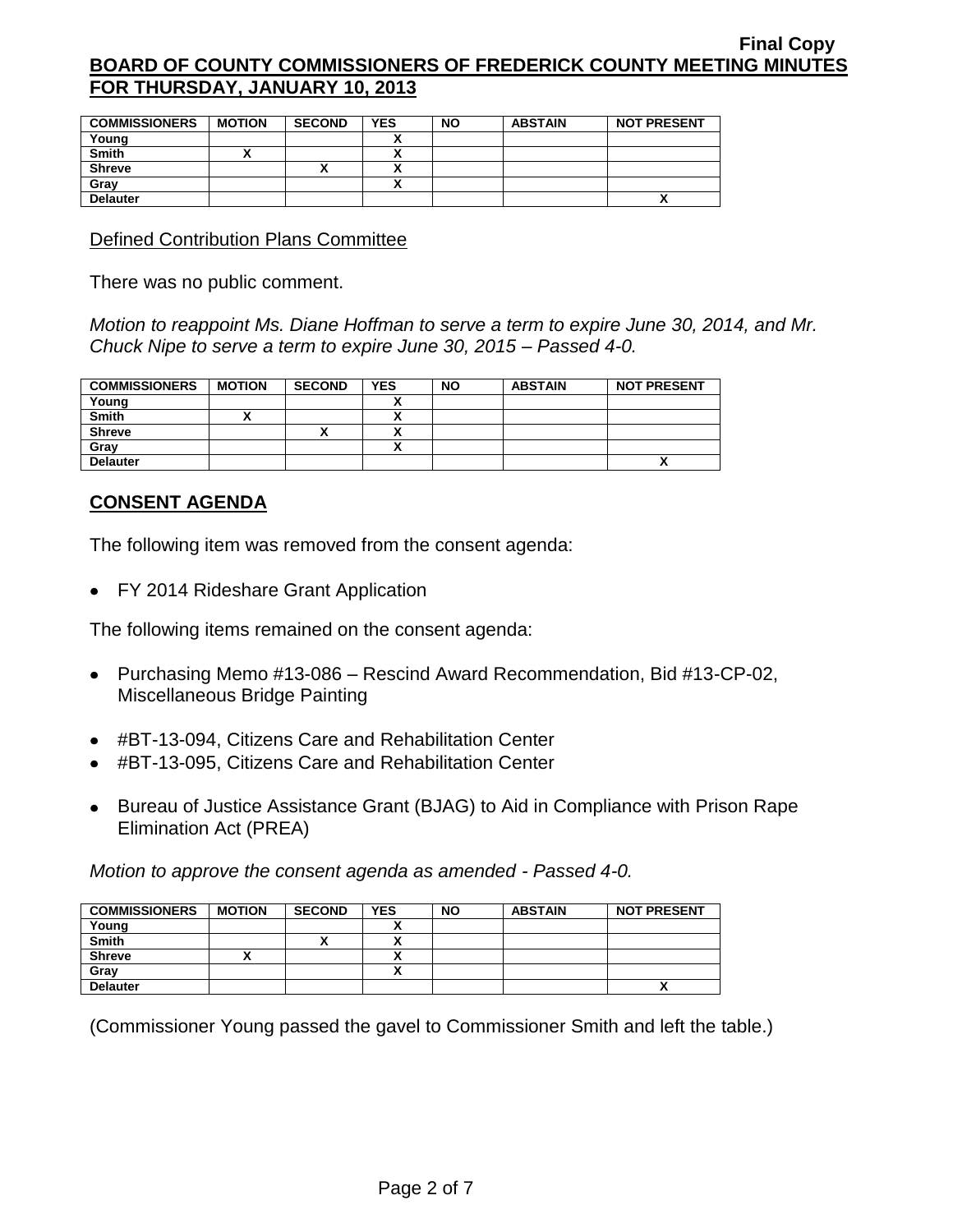| COMMISSIONERS | MOTION | SECOND | YES | NO | ABSTAIN | NOT PRESENT |
|---|---|---|---|---|---|---|
| Young | | | X | | | |
| Smith | X | | X | | | |
| Shreve | | X | X | | | |
| Gray | | | X | | | |
| Delauter | | | | | | X |

Defined Contribution Plans Committee

There was no public comment.

*Motion to reappoint Ms. Diane Hoffman to serve a term to expire June 30, 2014, and Mr. Chuck Nipe to serve a term to expire June 30, 2015 – Passed 4-0.*

| COMMISSIONERS | MOTION | SECOND | YES | NO | ABSTAIN | NOT PRESENT |
|---|---|---|---|---|---|---|
| Young | | | X | | | |
| Smith | X | | X | | | |
| Shreve | | X | X | | | |
| Gray | | | X | | | |
| Delauter | | | | | | X |

## CONSENT AGENDA

The following item was removed from the consent agenda:

- FY 2014 Rideshare Grant Application

The following items remained on the consent agenda:

- Purchasing Memo #13-086 – Rescind Award Recommendation, Bid #13-CP-02, Miscellaneous Bridge Painting
- #BT-13-094, Citizens Care and Rehabilitation Center
- #BT-13-095, Citizens Care and Rehabilitation Center
- Bureau of Justice Assistance Grant (BJAG) to Aid in Compliance with Prison Rape Elimination Act (PREA)

*Motion to approve the consent agenda as amended - Passed 4-0.*

| COMMISSIONERS | MOTION | SECOND | YES | NO | ABSTAIN | NOT PRESENT |
|---|---|---|---|---|---|---|
| Young | | | X | | | |
| Smith | | X | X | | | |
| Shreve | X | | X | | | |
| Gray | | | X | | | |
| Delauter | | | | | | X |

(Commissioner Young passed the gavel to Commissioner Smith and left the table.)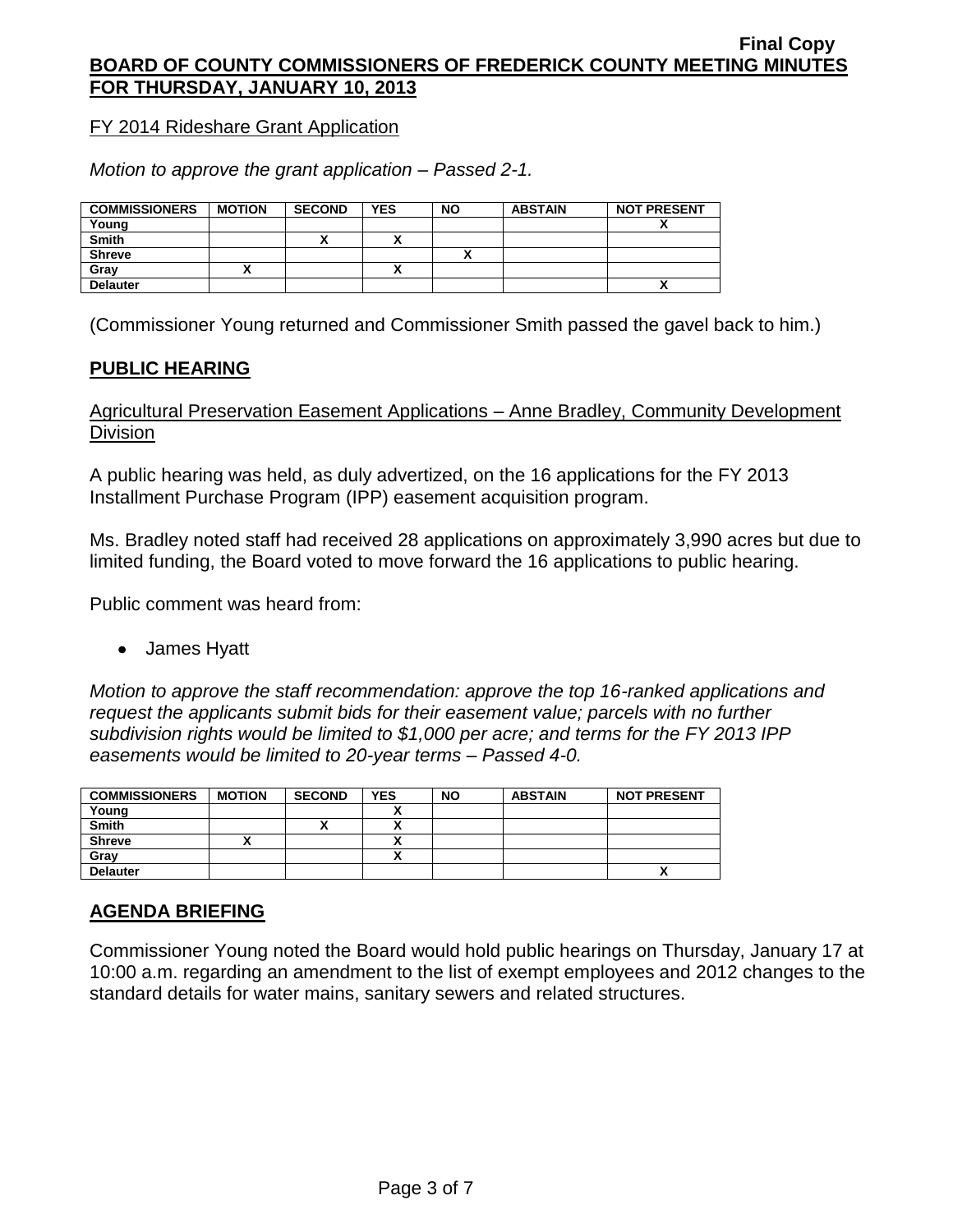FY 2014 Rideshare Grant Application

*Motion to approve the grant application – Passed 2-1.*

| COMMISSIONERS | MOTION | SECOND | YES | NO | ABSTAIN | NOT PRESENT |
|---|---|---|---|---|---|---|
| Young | | | | | | X |
| Smith | | X | X | | | |
| Shreve | | | | X | | |
| Gray | X | | X | | | |
| Delauter | | | | | | X |

(Commissioner Young returned and Commissioner Smith passed the gavel back to him.)

## PUBLIC HEARING

Agricultural Preservation Easement Applications – Anne Bradley, Community Development Division

A public hearing was held, as duly advertized, on the 16 applications for the FY 2013 Installment Purchase Program (IPP) easement acquisition program.

Ms. Bradley noted staff had received 28 applications on approximately 3,990 acres but due to limited funding, the Board voted to move forward the 16 applications to public hearing.

Public comment was heard from:

- James Hyatt

*Motion to approve the staff recommendation: approve the top 16-ranked applications and request the applicants submit bids for their easement value; parcels with no further subdivision rights would be limited to $1,000 per acre; and terms for the FY 2013 IPP easements would be limited to 20-year terms – Passed 4-0.*

| COMMISSIONERS | MOTION | SECOND | YES | NO | ABSTAIN | NOT PRESENT |
|---|---|---|---|---|---|---|
| Young | | | X | | | |
| Smith | | X | X | | | |
| Shreve | X | | X | | | |
| Gray | | | X | | | |
| Delauter | | | | | | X |

## AGENDA BRIEFING

Commissioner Young noted the Board would hold public hearings on Thursday, January 17 at 10:00 a.m. regarding an amendment to the list of exempt employees and 2012 changes to the standard details for water mains, sanitary sewers and related structures.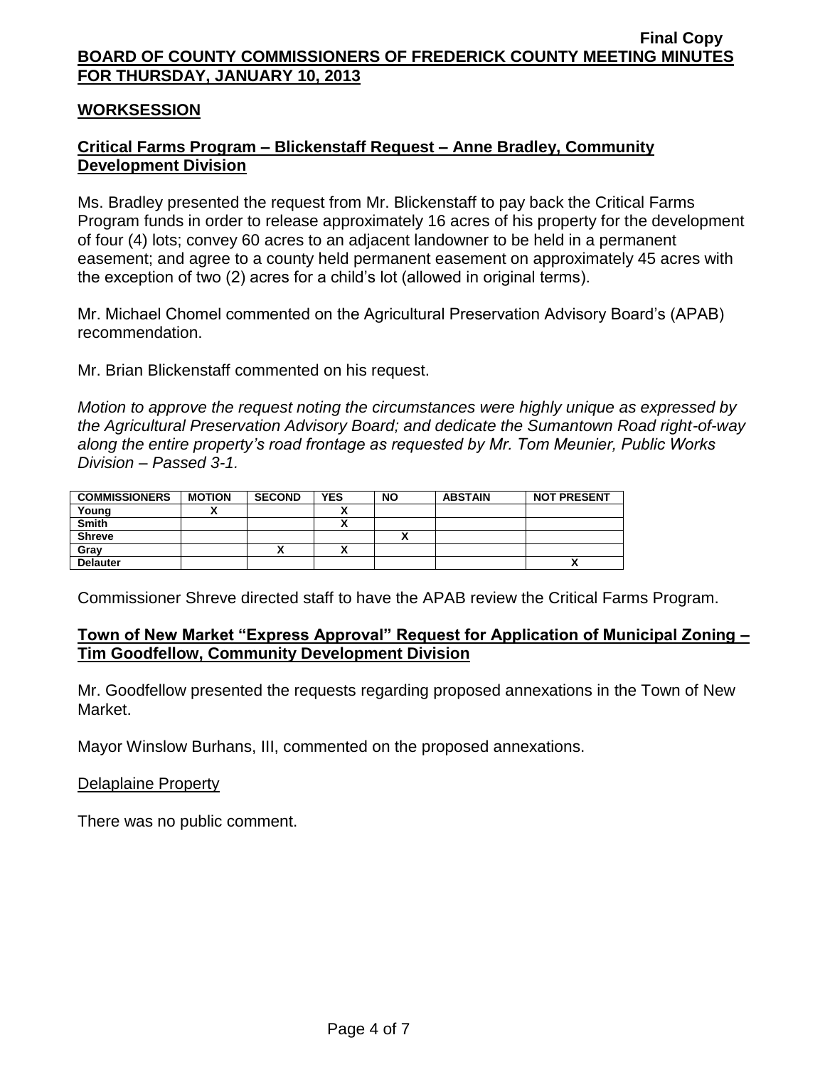## WORKSESSION

### Critical Farms Program – Blickenstaff Request – Anne Bradley, Community Development Division

Ms. Bradley presented the request from Mr. Blickenstaff to pay back the Critical Farms Program funds in order to release approximately 16 acres of his property for the development of four (4) lots; convey 60 acres to an adjacent landowner to be held in a permanent easement; and agree to a county held permanent easement on approximately 45 acres with the exception of two (2) acres for a child's lot (allowed in original terms).

Mr. Michael Chomel commented on the Agricultural Preservation Advisory Board's (APAB) recommendation.

Mr. Brian Blickenstaff commented on his request.

*Motion to approve the request noting the circumstances were highly unique as expressed by the Agricultural Preservation Advisory Board; and dedicate the Sumantown Road right-of-way along the entire property's road frontage as requested by Mr. Tom Meunier, Public Works Division – Passed 3-1.*

| COMMISSIONERS | MOTION | SECOND | YES | NO | ABSTAIN | NOT PRESENT |
|---|---|---|---|---|---|---|
| Young | X | | X | | | |
| Smith | | | X | | | |
| Shreve | | | | X | | |
| Gray | | X | X | | | |
| Delauter | | | | | | X |

Commissioner Shreve directed staff to have the APAB review the Critical Farms Program.

### Town of New Market "Express Approval" Request for Application of Municipal Zoning – Tim Goodfellow, Community Development Division

Mr. Goodfellow presented the requests regarding proposed annexations in the Town of New Market.

Mayor Winslow Burhans, III, commented on the proposed annexations.

Delaplaine Property

There was no public comment.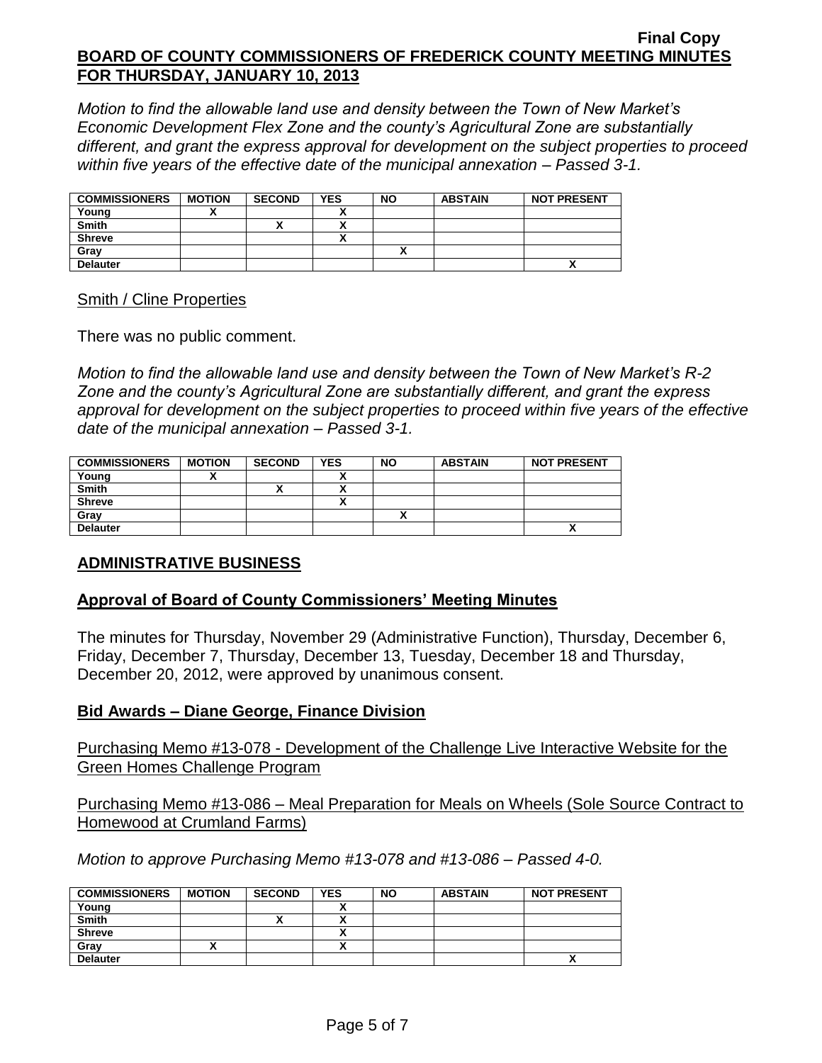Final Copy

**BOARD OF COUNTY COMMISSIONERS OF FREDERICK COUNTY MEETING MINUTES FOR THURSDAY, JANUARY 10, 2013**

*Motion to find the allowable land use and density between the Town of New Market's Economic Development Flex Zone and the county's Agricultural Zone are substantially different, and grant the express approval for development on the subject properties to proceed within five years of the effective date of the municipal annexation – Passed 3-1.*

| COMMISSIONERS | MOTION | SECOND | YES | NO | ABSTAIN | NOT PRESENT |
|---|---|---|---|---|---|---|
| Young | X | | X | | | |
| Smith | | X | X | | | |
| Shreve | | | X | | | |
| Gray | | | | X | | |
| Delauter | | | | | | X |

Smith / Cline Properties

There was no public comment.

*Motion to find the allowable land use and density between the Town of New Market's R-2 Zone and the county's Agricultural Zone are substantially different, and grant the express approval for development on the subject properties to proceed within five years of the effective date of the municipal annexation – Passed 3-1.*

| COMMISSIONERS | MOTION | SECOND | YES | NO | ABSTAIN | NOT PRESENT |
|---|---|---|---|---|---|---|
| Young | X | | X | | | |
| Smith | | X | X | | | |
| Shreve | | | X | | | |
| Gray | | | | X | | |
| Delauter | | | | | | X |

## ADMINISTRATIVE BUSINESS

### Approval of Board of County Commissioners' Meeting Minutes

The minutes for Thursday, November 29 (Administrative Function), Thursday, December 6, Friday, December 7, Thursday, December 13, Tuesday, December 18 and Thursday, December 20, 2012, were approved by unanimous consent.

### Bid Awards – Diane George, Finance Division

Purchasing Memo #13-078 - Development of the Challenge Live Interactive Website for the Green Homes Challenge Program

Purchasing Memo #13-086 – Meal Preparation for Meals on Wheels (Sole Source Contract to Homewood at Crumland Farms)

*Motion to approve Purchasing Memo #13-078 and #13-086 – Passed 4-0.*

| COMMISSIONERS | MOTION | SECOND | YES | NO | ABSTAIN | NOT PRESENT |
|---|---|---|---|---|---|---|
| Young | | | X | | | |
| Smith | | X | X | | | |
| Shreve | | | X | | | |
| Gray | X | | X | | | |
| Delauter | | | | | | X |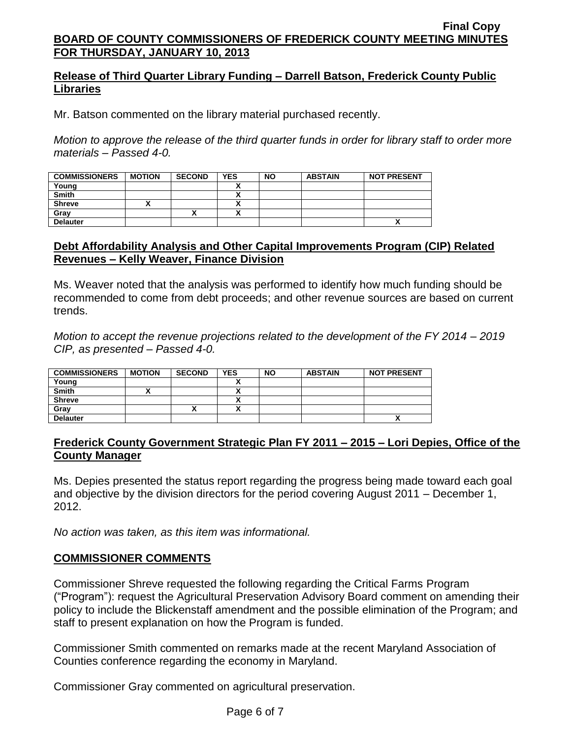## Release of Third Quarter Library Funding – Darrell Batson, Frederick County Public Libraries

Mr. Batson commented on the library material purchased recently.

*Motion to approve the release of the third quarter funds in order for library staff to order more materials – Passed 4-0.*

| COMMISSIONERS | MOTION | SECOND | YES | NO | ABSTAIN | NOT PRESENT |
|---|---|---|---|---|---|---|
| Young | | | X | | | |
| Smith | | | X | | | |
| Shreve | X | | X | | | |
| Gray | | X | X | | | |
| Delauter | | | | | | X |

## Debt Affordability Analysis and Other Capital Improvements Program (CIP) Related Revenues – Kelly Weaver, Finance Division

Ms. Weaver noted that the analysis was performed to identify how much funding should be recommended to come from debt proceeds; and other revenue sources are based on current trends.

*Motion to accept the revenue projections related to the development of the FY 2014 – 2019 CIP, as presented – Passed 4-0.*

| COMMISSIONERS | MOTION | SECOND | YES | NO | ABSTAIN | NOT PRESENT |
|---|---|---|---|---|---|---|
| Young | | | X | | | |
| Smith | X | | X | | | |
| Shreve | | | X | | | |
| Gray | | X | X | | | |
| Delauter | | | | | | X |

## Frederick County Government Strategic Plan FY 2011 – 2015 – Lori Depies, Office of the County Manager

Ms. Depies presented the status report regarding the progress being made toward each goal and objective by the division directors for the period covering August 2011 – December 1, 2012.

*No action was taken, as this item was informational.*

## COMMISSIONER COMMENTS

Commissioner Shreve requested the following regarding the Critical Farms Program ("Program"): request the Agricultural Preservation Advisory Board comment on amending their policy to include the Blickenstaff amendment and the possible elimination of the Program; and staff to present explanation on how the Program is funded.

Commissioner Smith commented on remarks made at the recent Maryland Association of Counties conference regarding the economy in Maryland.

Commissioner Gray commented on agricultural preservation.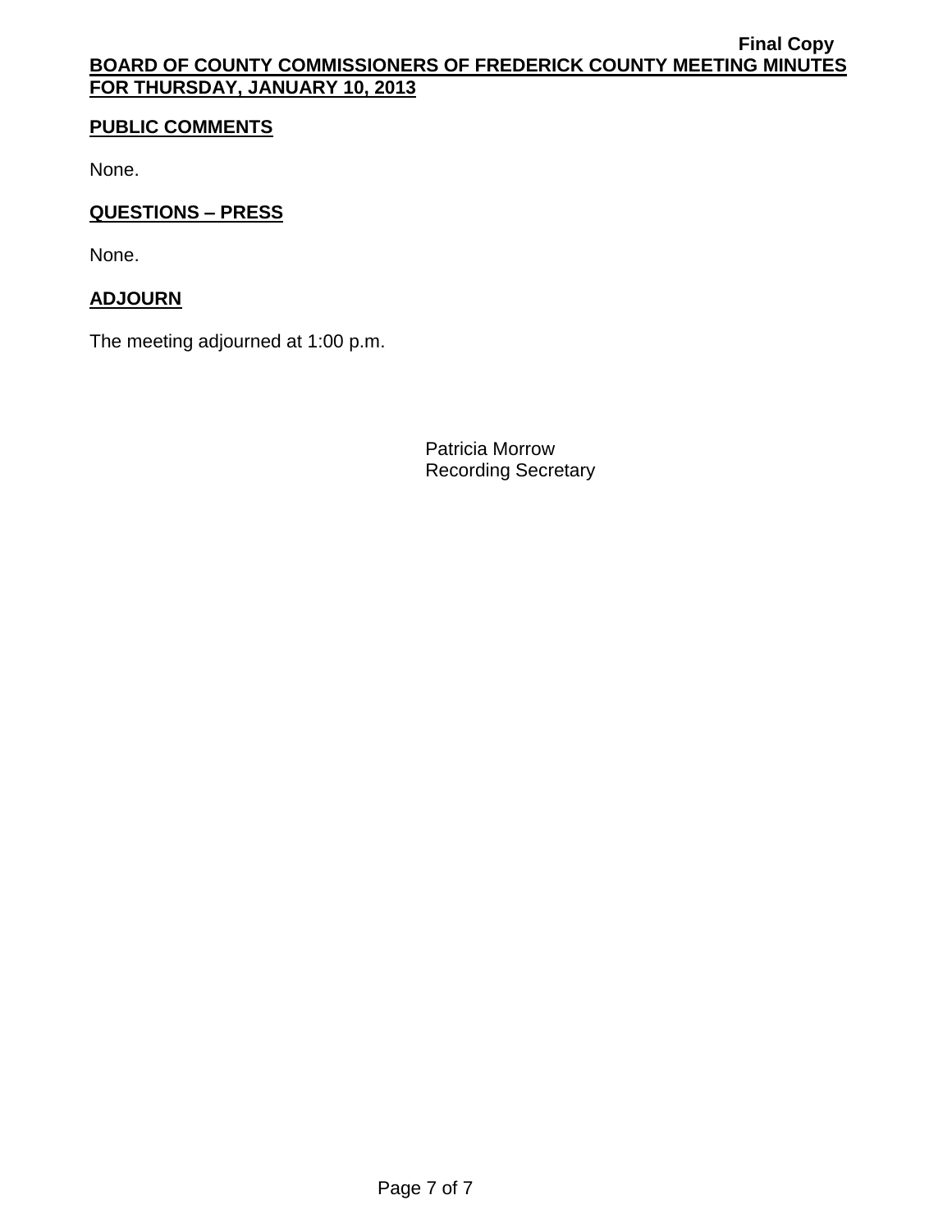## PUBLIC COMMENTS

None.

## QUESTIONS – PRESS

None.

## ADJOURN

The meeting adjourned at 1:00 p.m.

Patricia Morrow
Recording Secretary